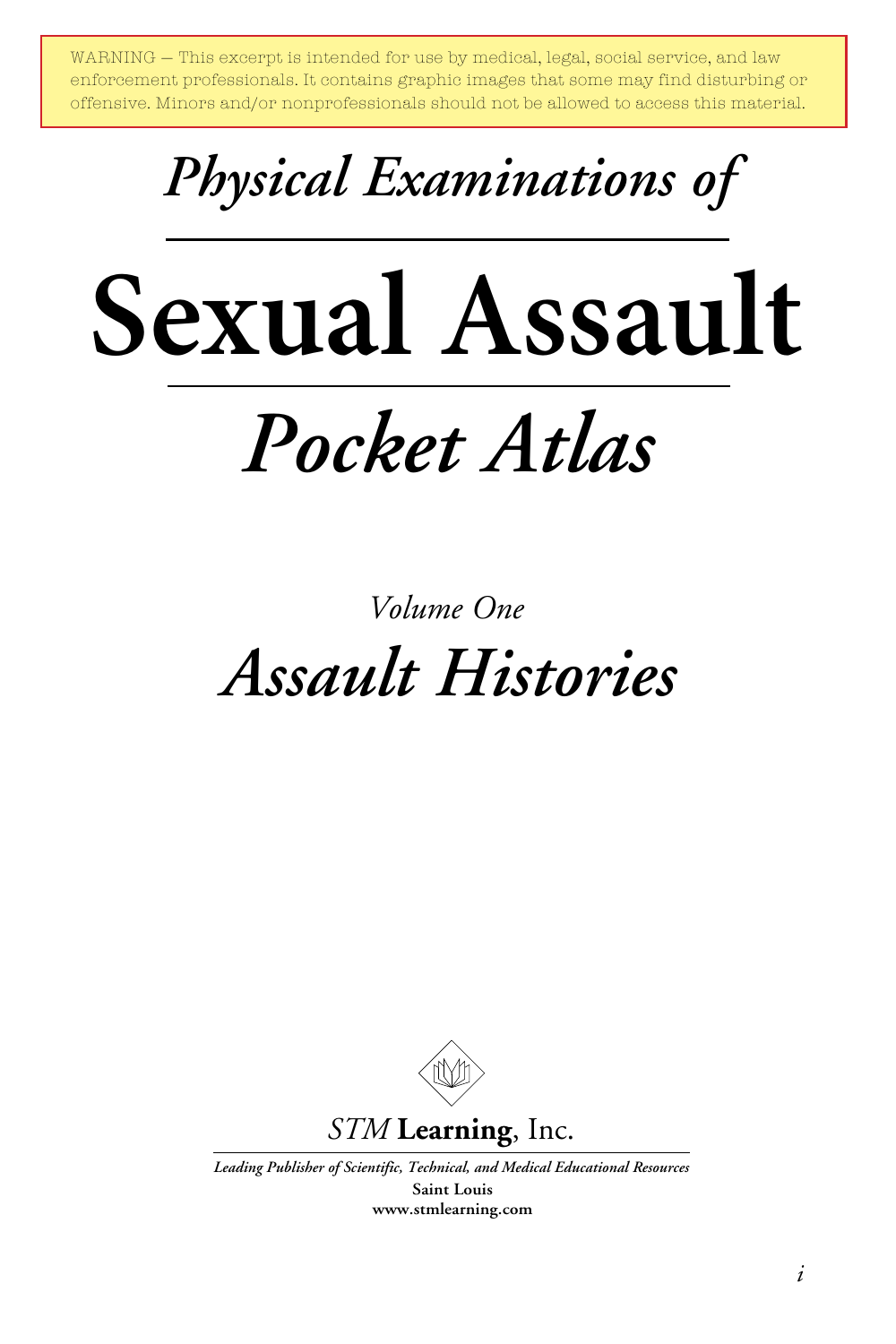WARNING — This excerpt is intended for use by medical, legal, social service, and law enforcement professionals. It contains graphic images that some may find disturbing or offensive. Minors and/or nonprofessionals should not be allowed to access this material.

*Physical Examinations of*

# Sexual Assault

*Pocket Atlas*

*Volume One*

## *Assault Histories*

*STM* **Learning**, Inc.

***Leading Publisher of Scientific, Technical, and Medical Educational Resources***

**Saint Louis**

**www.stmlearning.com**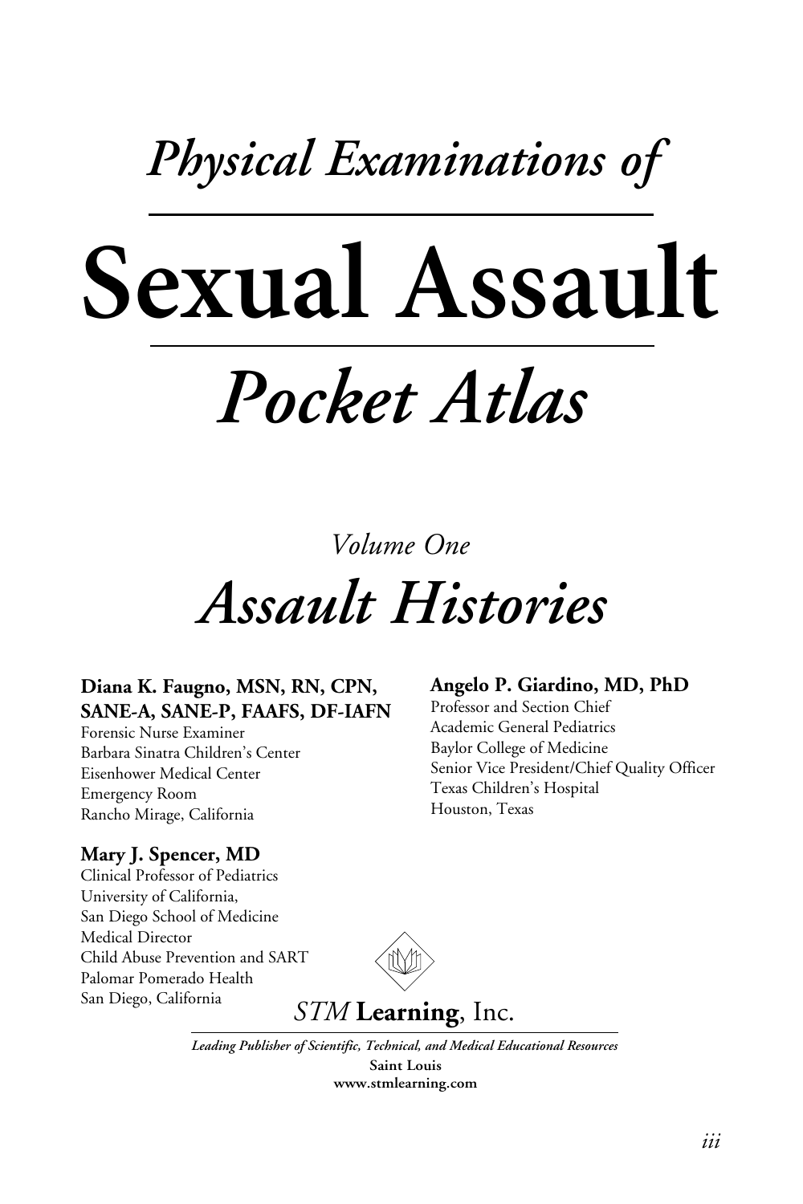*Physical Examinations of*

# Sexual Assault

# *Pocket Atlas*

*Volume One*

## *Assault Histories*

**Diana K. Faugno, MSN, RN, CPN, SANE-A, SANE-P, FAAFS, DF-IAFN**
Forensic Nurse Examiner
Barbara Sinatra Children's Center
Eisenhower Medical Center
Emergency Room
Rancho Mirage, California

**Mary J. Spencer, MD**
Clinical Professor of Pediatrics
University of California,
San Diego School of Medicine
Medical Director
Child Abuse Prevention and SART
Palomar Pomerado Health
San Diego, California

**Angelo P. Giardino, MD, PhD**
Professor and Section Chief
Academic General Pediatrics
Baylor College of Medicine
Senior Vice President/Chief Quality Officer
Texas Children's Hospital
Houston, Texas

*STM* **Learning**, Inc.

***Leading Publisher of Scientific, Technical, and Medical Educational Resources***
**Saint Louis**
**www.stmlearning.com**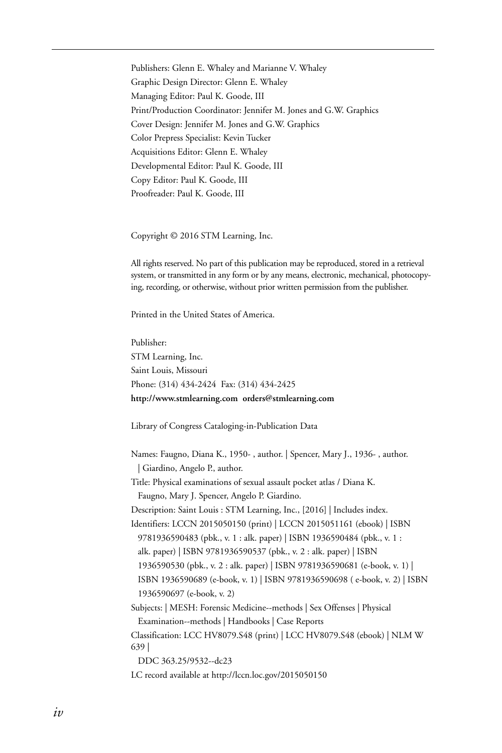Publishers: Glenn E. Whaley and Marianne V. Whaley
Graphic Design Director: Glenn E. Whaley
Managing Editor: Paul K. Goode, III
Print/Production Coordinator: Jennifer M. Jones and G.W. Graphics
Cover Design: Jennifer M. Jones and G.W. Graphics
Color Prepress Specialist: Kevin Tucker
Acquisitions Editor: Glenn E. Whaley
Developmental Editor: Paul K. Goode, III
Copy Editor: Paul K. Goode, III
Proofreader: Paul K. Goode, III

Copyright © 2016 STM Learning, Inc.

All rights reserved. No part of this publication may be reproduced, stored in a retrieval system, or transmitted in any form or by any means, electronic, mechanical, photocopying, recording, or otherwise, without prior written permission from the publisher.

Printed in the United States of America.

Publisher:
STM Learning, Inc.
Saint Louis, Missouri
Phone: (314) 434-2424 Fax: (314) 434-2425
**http://www.stmlearning.com orders@stmlearning.com**

Library of Congress Cataloging-in-Publication Data

Names: Faugno, Diana K., 1950- , author. | Spencer, Mary J., 1936- , author. | Giardino, Angelo P., author.
Title: Physical examinations of sexual assault pocket atlas / Diana K. Faugno, Mary J. Spencer, Angelo P. Giardino.
Description: Saint Louis : STM Learning, Inc., [2016] | Includes index.
Identifiers: LCCN 2015050150 (print) | LCCN 2015051161 (ebook) | ISBN 9781936590483 (pbk., v. 1 : alk. paper) | ISBN 1936590484 (pbk., v. 1 : alk. paper) | ISBN 9781936590537 (pbk., v. 2 : alk. paper) | ISBN 1936590530 (pbk., v. 2 : alk. paper) | ISBN 9781936590681 (e-book, v. 1) | ISBN 1936590689 (e-book, v. 1) | ISBN 9781936590698 ( e-book, v. 2) | ISBN 1936590697 (e-book, v. 2)
Subjects: | MESH: Forensic Medicine--methods | Sex Offenses | Physical Examination--methods | Handbooks | Case Reports
Classification: LCC HV8079.S48 (print) | LCC HV8079.S48 (ebook) | NLM W 639 |
DDC 363.25/9532--dc23
LC record available at http://lccn.loc.gov/2015050150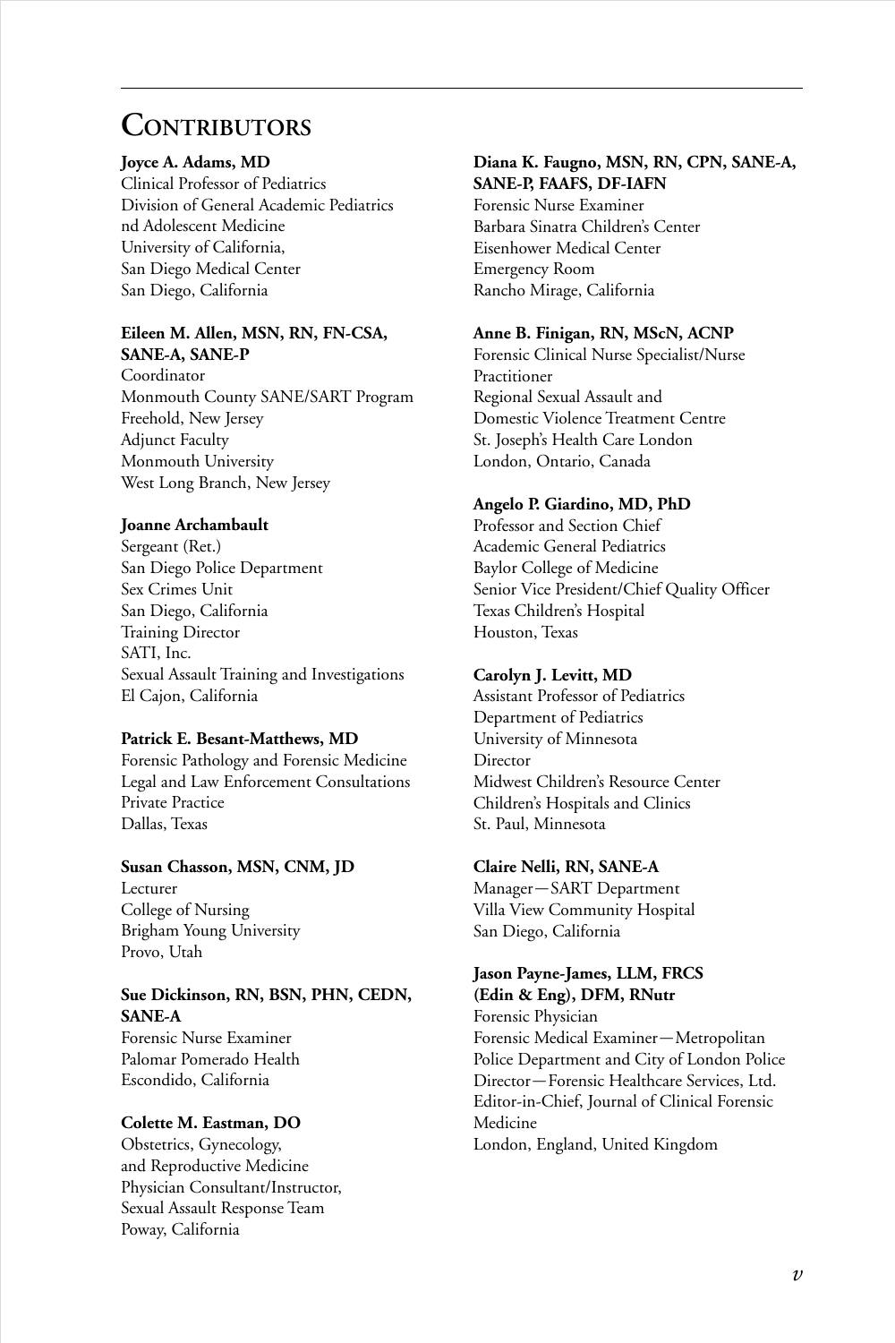# Contributors

**Joyce A. Adams, MD**
Clinical Professor of Pediatrics
Division of General Academic Pediatrics
nd Adolescent Medicine
University of California,
San Diego Medical Center
San Diego, California

**Eileen M. Allen, MSN, RN, FN-CSA, SANE-A, SANE-P**
Coordinator
Monmouth County SANE/SART Program
Freehold, New Jersey
Adjunct Faculty
Monmouth University
West Long Branch, New Jersey

**Joanne Archambault**
Sergeant (Ret.)
San Diego Police Department
Sex Crimes Unit
San Diego, California
Training Director
SATI, Inc.
Sexual Assault Training and Investigations
El Cajon, California

**Patrick E. Besant-Matthews, MD**
Forensic Pathology and Forensic Medicine
Legal and Law Enforcement Consultations
Private Practice
Dallas, Texas

**Susan Chasson, MSN, CNM, JD**
Lecturer
College of Nursing
Brigham Young University
Provo, Utah

**Sue Dickinson, RN, BSN, PHN, CEDN, SANE-A**
Forensic Nurse Examiner
Palomar Pomerado Health
Escondido, California

**Colette M. Eastman, DO**
Obstetrics, Gynecology,
and Reproductive Medicine
Physician Consultant/Instructor,
Sexual Assault Response Team
Poway, California

**Diana K. Faugno, MSN, RN, CPN, SANE-A, SANE-P, FAAFS, DF-IAFN**
Forensic Nurse Examiner
Barbara Sinatra Children's Center
Eisenhower Medical Center
Emergency Room
Rancho Mirage, California

**Anne B. Finigan, RN, MScN, ACNP**
Forensic Clinical Nurse Specialist/Nurse Practitioner
Regional Sexual Assault and
Domestic Violence Treatment Centre
St. Joseph's Health Care London
London, Ontario, Canada

**Angelo P. Giardino, MD, PhD**
Professor and Section Chief
Academic General Pediatrics
Baylor College of Medicine
Senior Vice President/Chief Quality Officer
Texas Children's Hospital
Houston, Texas

**Carolyn J. Levitt, MD**
Assistant Professor of Pediatrics
Department of Pediatrics
University of Minnesota
Director
Midwest Children's Resource Center
Children's Hospitals and Clinics
St. Paul, Minnesota

**Claire Nelli, RN, SANE-A**
Manager—SART Department
Villa View Community Hospital
San Diego, California

**Jason Payne-James, LLM, FRCS (Edin & Eng), DFM, RNutr**
Forensic Physician
Forensic Medical Examiner—Metropolitan Police Department and City of London Police
Director—Forensic Healthcare Services, Ltd.
Editor-in-Chief, Journal of Clinical Forensic Medicine
London, England, United Kingdom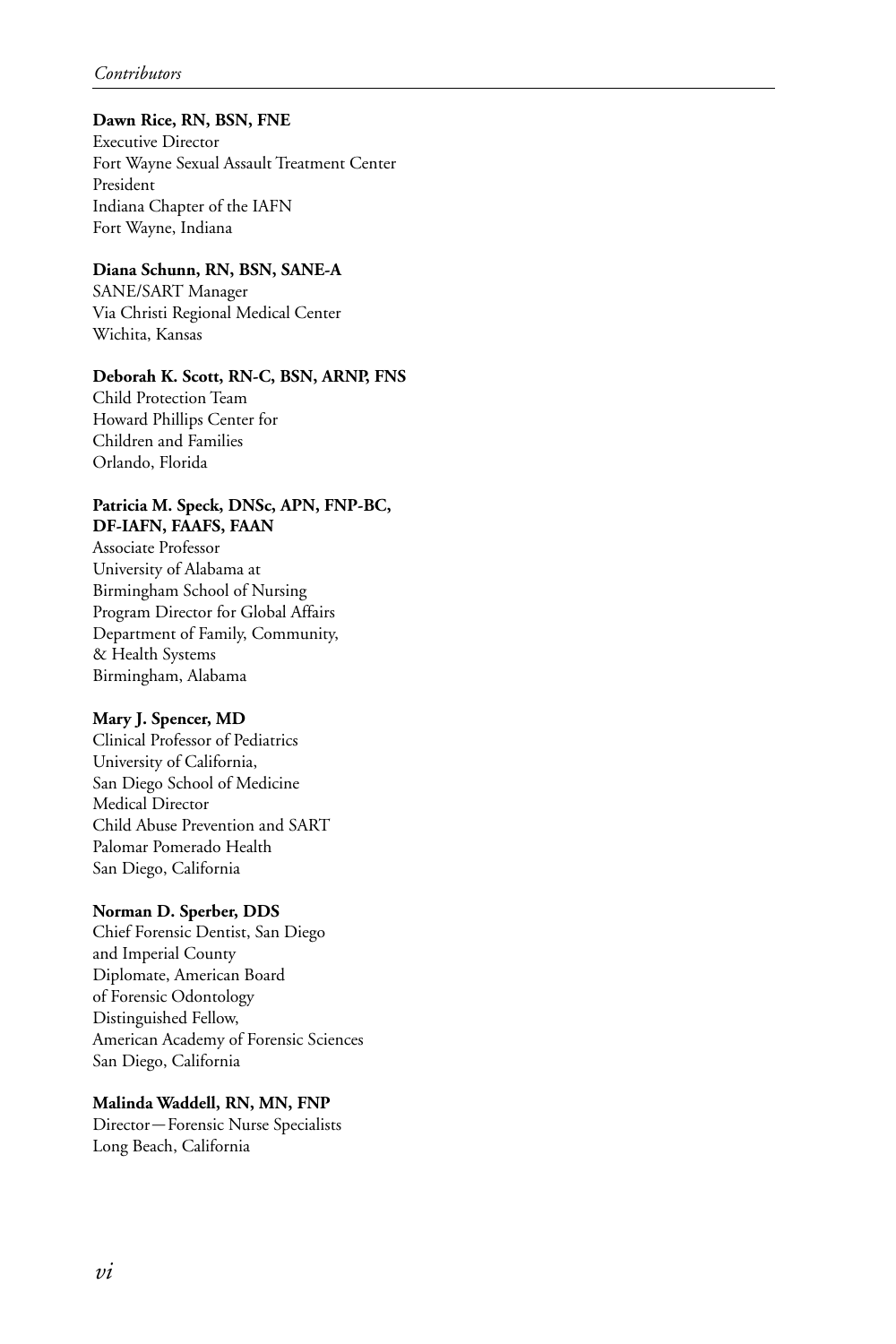**Dawn Rice, RN, BSN, FNE**
Executive Director
Fort Wayne Sexual Assault Treatment Center
President
Indiana Chapter of the IAFN
Fort Wayne, Indiana

**Diana Schunn, RN, BSN, SANE-A**
SANE/SART Manager
Via Christi Regional Medical Center
Wichita, Kansas

**Deborah K. Scott, RN-C, BSN, ARNP, FNS**
Child Protection Team
Howard Phillips Center for
Children and Families
Orlando, Florida

**Patricia M. Speck, DNSc, APN, FNP-BC, DF-IAFN, FAAFS, FAAN**
Associate Professor
University of Alabama at
Birmingham School of Nursing
Program Director for Global Affairs
Department of Family, Community,
& Health Systems
Birmingham, Alabama

**Mary J. Spencer, MD**
Clinical Professor of Pediatrics
University of California,
San Diego School of Medicine
Medical Director
Child Abuse Prevention and SART
Palomar Pomerado Health
San Diego, California

**Norman D. Sperber, DDS**
Chief Forensic Dentist, San Diego
and Imperial County
Diplomate, American Board
of Forensic Odontology
Distinguished Fellow,
American Academy of Forensic Sciences
San Diego, California

**Malinda Waddell, RN, MN, FNP**
Director—Forensic Nurse Specialists
Long Beach, California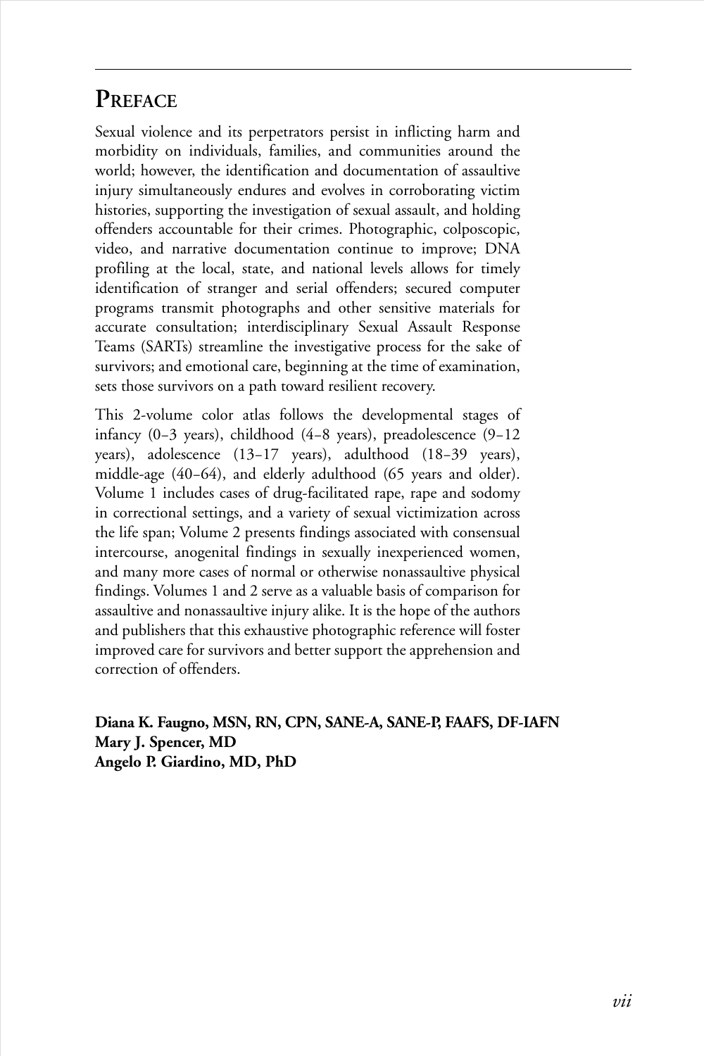# Preface

Sexual violence and its perpetrators persist in inflicting harm and morbidity on individuals, families, and communities around the world; however, the identification and documentation of assaultive injury simultaneously endures and evolves in corroborating victim histories, supporting the investigation of sexual assault, and holding offenders accountable for their crimes. Photographic, colposcopic, video, and narrative documentation continue to improve; DNA profiling at the local, state, and national levels allows for timely identification of stranger and serial offenders; secured computer programs transmit photographs and other sensitive materials for accurate consultation; interdisciplinary Sexual Assault Response Teams (SARTs) streamline the investigative process for the sake of survivors; and emotional care, beginning at the time of examination, sets those survivors on a path toward resilient recovery.

This 2-volume color atlas follows the developmental stages of infancy (0–3 years), childhood (4–8 years), preadolescence (9–12 years), adolescence (13–17 years), adulthood (18–39 years), middle-age (40–64), and elderly adulthood (65 years and older). Volume 1 includes cases of drug-facilitated rape, rape and sodomy in correctional settings, and a variety of sexual victimization across the life span; Volume 2 presents findings associated with consensual intercourse, anogenital findings in sexually inexperienced women, and many more cases of normal or otherwise nonassaultive physical findings. Volumes 1 and 2 serve as a valuable basis of comparison for assaultive and nonassaultive injury alike. It is the hope of the authors and publishers that this exhaustive photographic reference will foster improved care for survivors and better support the apprehension and correction of offenders.

**Diana K. Faugno, MSN, RN, CPN, SANE-A, SANE-P, FAAFS, DF-IAFN**
**Mary J. Spencer, MD**
**Angelo P. Giardino, MD, PhD**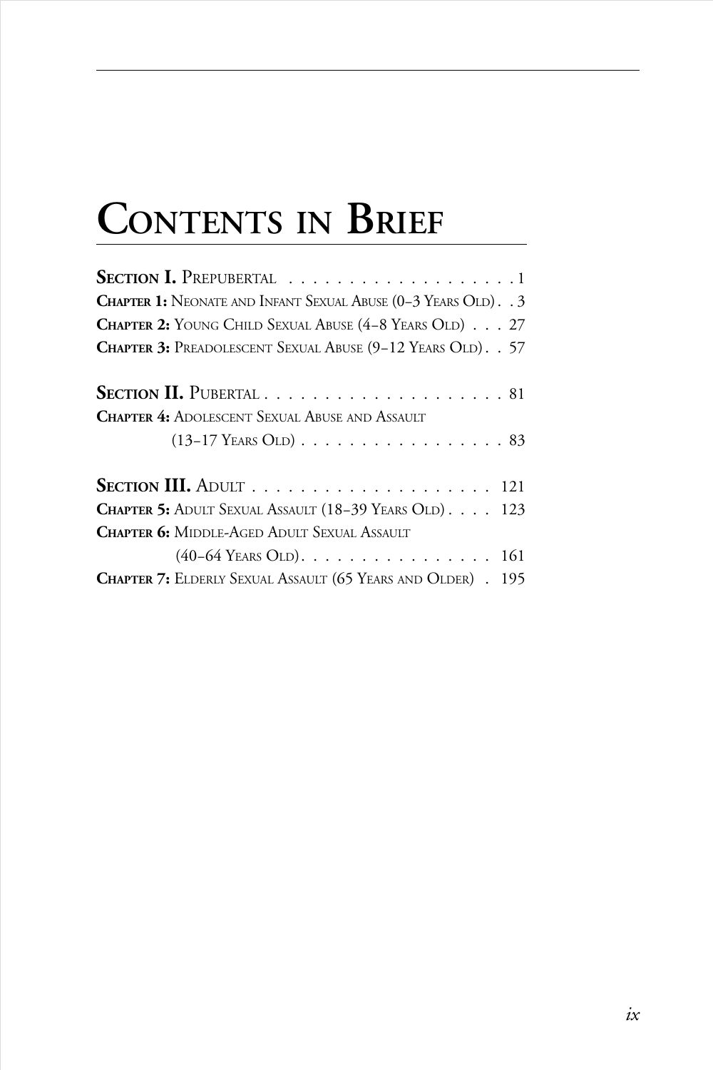# Contents in Brief

**Section I.** Prepubertal . . . . . . . . . . . . . . . . . . . 1

**Chapter 1:** Neonate and Infant Sexual Abuse (0–3 Years Old) . . 3

**Chapter 2:** Young Child Sexual Abuse (4–8 Years Old) . . . 27

**Chapter 3:** Preadolescent Sexual Abuse (9–12 Years Old) . . 57

**Section II.** Pubertal . . . . . . . . . . . . . . . . . . . . 81

**Chapter 4:** Adolescent Sexual Abuse and Assault (13–17 Years Old) . . . . . . . . . . . . . . . . . 83

**Section III.** Adult . . . . . . . . . . . . . . . . . . . . 121

**Chapter 5:** Adult Sexual Assault (18–39 Years Old) . . . . 123

**Chapter 6:** Middle-Aged Adult Sexual Assault (40–64 Years Old). . . . . . . . . . . . . . . . 161

**Chapter 7:** Elderly Sexual Assault (65 Years and Older) . 195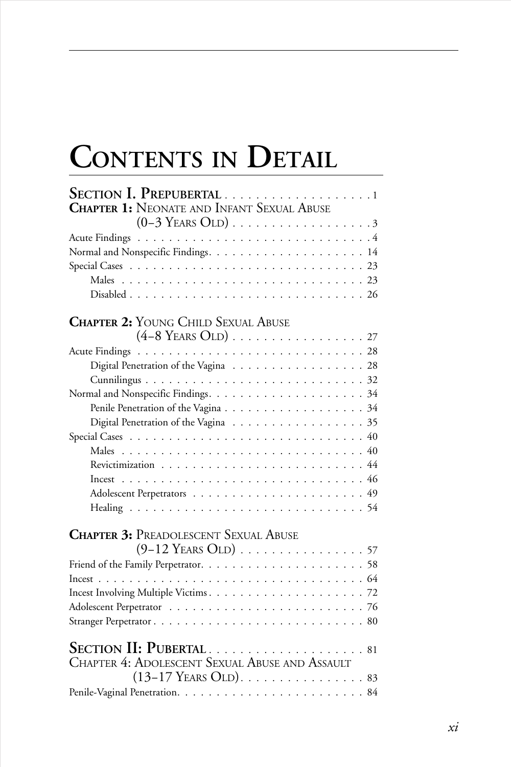# Contents in Detail

**Section I. Prepubertal** . . . . . . . . . . . . . . . . . . . 1

**Chapter 1:** Neonate and Infant Sexual Abuse (0–3 Years Old) . . . . . . . . . . . . . . . . . 3

Acute Findings . . . . . . . . . . . . . . . . . . . . . . . . . . . . . 4

Normal and Nonspecific Findings. . . . . . . . . . . . . . . . . . . . 14

Special Cases . . . . . . . . . . . . . . . . . . . . . . . . . . . . . 23

- Males . . . . . . . . . . . . . . . . . . . . . . . . . . . . . . . 23
- Disabled . . . . . . . . . . . . . . . . . . . . . . . . . . . . . . 26

**Chapter 2:** Young Child Sexual Abuse (4–8 Years Old) . . . . . . . . . . . . . . . . . 27

Acute Findings . . . . . . . . . . . . . . . . . . . . . . . . . . . . . 28

- Digital Penetration of the Vagina . . . . . . . . . . . . . . . . . 28
- Cunnilingus . . . . . . . . . . . . . . . . . . . . . . . . . . . . 32

Normal and Nonspecific Findings. . . . . . . . . . . . . . . . . . . . 34

- Penile Penetration of the Vagina . . . . . . . . . . . . . . . . . . 34
- Digital Penetration of the Vagina . . . . . . . . . . . . . . . . . 35

Special Cases . . . . . . . . . . . . . . . . . . . . . . . . . . . . . 40

- Males . . . . . . . . . . . . . . . . . . . . . . . . . . . . . . . 40
- Revictimization . . . . . . . . . . . . . . . . . . . . . . . . . . 44
- Incest . . . . . . . . . . . . . . . . . . . . . . . . . . . . . . . 46
- Adolescent Perpetrators . . . . . . . . . . . . . . . . . . . . . . 49
- Healing . . . . . . . . . . . . . . . . . . . . . . . . . . . . . . 54

**Chapter 3:** Preadolescent Sexual Abuse (9–12 Years Old) . . . . . . . . . . . . . . . . 57

Friend of the Family Perpetrator. . . . . . . . . . . . . . . . . . . . 58

Incest . . . . . . . . . . . . . . . . . . . . . . . . . . . . . . . . . 64

Incest Involving Multiple Victims . . . . . . . . . . . . . . . . . . . 72

Adolescent Perpetrator . . . . . . . . . . . . . . . . . . . . . . . . 76

Stranger Perpetrator . . . . . . . . . . . . . . . . . . . . . . . . . . 80

**Section II: Pubertal** . . . . . . . . . . . . . . . . . . . . 81

Chapter 4: Adolescent Sexual Abuse and Assault (13–17 Years Old). . . . . . . . . . . . . . . . 83

Penile-Vaginal Penetration. . . . . . . . . . . . . . . . . . . . . . . . 84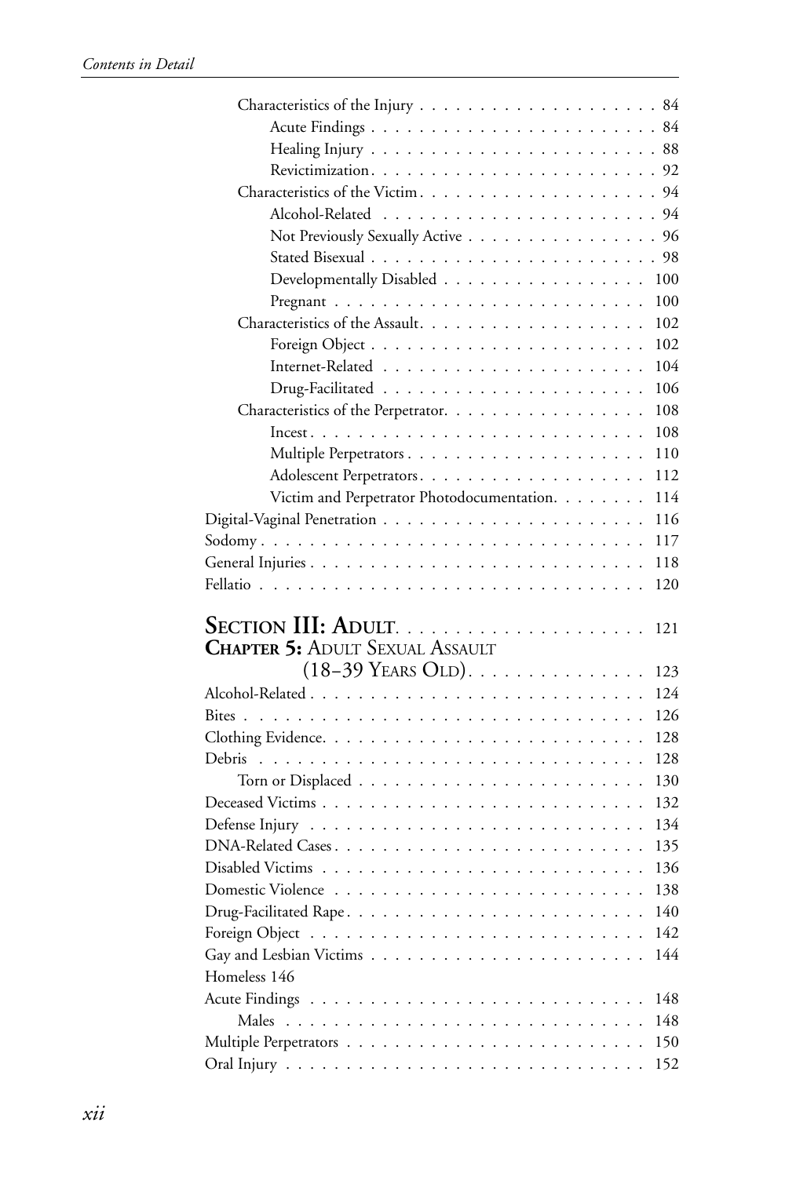Characteristics of the Injury . . . . . . . . . . . . . . . . . . . . 84
Acute Findings . . . . . . . . . . . . . . . . . . . . . . . . 84
Healing Injury . . . . . . . . . . . . . . . . . . . . . . . . 88
Revictimization. . . . . . . . . . . . . . . . . . . . . . . . 92
Characteristics of the Victim. . . . . . . . . . . . . . . . . . . . 94
Alcohol-Related . . . . . . . . . . . . . . . . . . . . . . 94
Not Previously Sexually Active . . . . . . . . . . . . . . . . 96
Stated Bisexual . . . . . . . . . . . . . . . . . . . . . . . 98
Developmentally Disabled . . . . . . . . . . . . . . . . . 100
Pregnant . . . . . . . . . . . . . . . . . . . . . . . . . 100
Characteristics of the Assault. . . . . . . . . . . . . . . . . . . 102
Foreign Object . . . . . . . . . . . . . . . . . . . . . . 102
Internet-Related . . . . . . . . . . . . . . . . . . . . . 104
Drug-Facilitated . . . . . . . . . . . . . . . . . . . . . 106
Characteristics of the Perpetrator. . . . . . . . . . . . . . . . . 108
Incest . . . . . . . . . . . . . . . . . . . . . . . . . . . 108
Multiple Perpetrators . . . . . . . . . . . . . . . . . . . 110
Adolescent Perpetrators. . . . . . . . . . . . . . . . . . . 112
Victim and Perpetrator Photodocumentation. . . . . . . . 114
Digital-Vaginal Penetration . . . . . . . . . . . . . . . . . . . . . 116
Sodomy . . . . . . . . . . . . . . . . . . . . . . . . . . . . . . 117
General Injuries . . . . . . . . . . . . . . . . . . . . . . . . . . . 118
Fellatio . . . . . . . . . . . . . . . . . . . . . . . . . . . . . . 120

## Section III: Adult. . . . . . . . . . . . . . . . . . . . 121

### Chapter 5: Adult Sexual Assault (18–39 Years Old). . . . . . . . . . . . . . . 123

Alcohol-Related . . . . . . . . . . . . . . . . . . . . . . . . . . . 124
Bites . . . . . . . . . . . . . . . . . . . . . . . . . . . . . . . . 126
Clothing Evidence. . . . . . . . . . . . . . . . . . . . . . . . . . 128
Debris . . . . . . . . . . . . . . . . . . . . . . . . . . . . . . . 128
Torn or Displaced . . . . . . . . . . . . . . . . . . . . . . . 130
Deceased Victims . . . . . . . . . . . . . . . . . . . . . . . . . . 132
Defense Injury . . . . . . . . . . . . . . . . . . . . . . . . . . . 134
DNA-Related Cases . . . . . . . . . . . . . . . . . . . . . . . . . 135
Disabled Victims . . . . . . . . . . . . . . . . . . . . . . . . . . 136
Domestic Violence . . . . . . . . . . . . . . . . . . . . . . . . . 138
Drug-Facilitated Rape . . . . . . . . . . . . . . . . . . . . . . . . 140
Foreign Object . . . . . . . . . . . . . . . . . . . . . . . . . . . 142
Gay and Lesbian Victims . . . . . . . . . . . . . . . . . . . . . . 144
Homeless 146
Acute Findings . . . . . . . . . . . . . . . . . . . . . . . . . . . 148
Males . . . . . . . . . . . . . . . . . . . . . . . . . . . . . 148
Multiple Perpetrators . . . . . . . . . . . . . . . . . . . . . . . . 150
Oral Injury . . . . . . . . . . . . . . . . . . . . . . . . . . . . . 152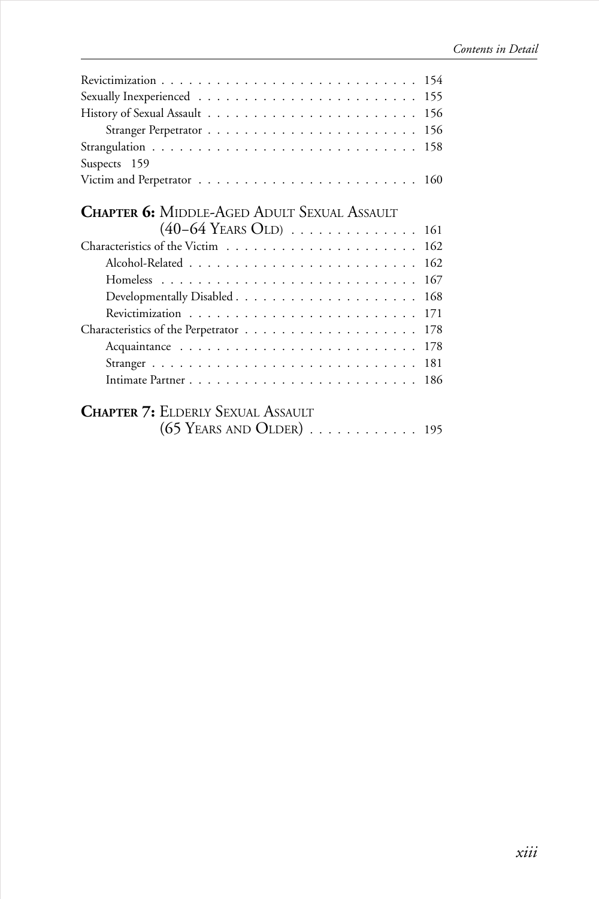Revictimization . . . . . . . . . . . . . . . . . . . . . . . . . . . . 154
Sexually Inexperienced . . . . . . . . . . . . . . . . . . . . . . . . 155
History of Sexual Assault . . . . . . . . . . . . . . . . . . . . . . . 156
    Stranger Perpetrator . . . . . . . . . . . . . . . . . . . . . . . 156
Strangulation . . . . . . . . . . . . . . . . . . . . . . . . . . . . 158
Suspects 159
Victim and Perpetrator . . . . . . . . . . . . . . . . . . . . . . . . 160

**CHAPTER 6:** MIDDLE-AGED ADULT SEXUAL ASSAULT (40–64 YEARS OLD) . . . . . . . . . . . . . . 161

Characteristics of the Victim . . . . . . . . . . . . . . . . . . . . . 162
    Alcohol-Related . . . . . . . . . . . . . . . . . . . . . . . . . 162
    Homeless . . . . . . . . . . . . . . . . . . . . . . . . . . . . 167
    Developmentally Disabled . . . . . . . . . . . . . . . . . . . . 168
    Revictimization . . . . . . . . . . . . . . . . . . . . . . . . . 171
Characteristics of the Perpetrator . . . . . . . . . . . . . . . . . . . 178
    Acquaintance . . . . . . . . . . . . . . . . . . . . . . . . . . 178
    Stranger . . . . . . . . . . . . . . . . . . . . . . . . . . . . 181
    Intimate Partner . . . . . . . . . . . . . . . . . . . . . . . . . 186

**CHAPTER 7:** ELDERLY SEXUAL ASSAULT (65 YEARS AND OLDER) . . . . . . . . . . . . 195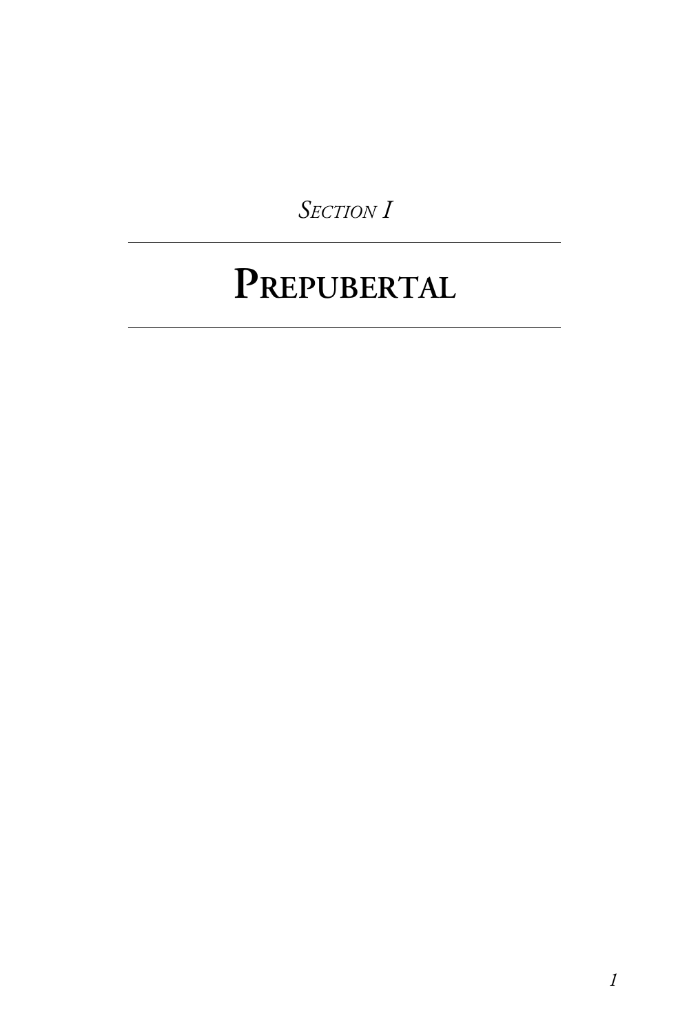*Section I*

# Prepubertal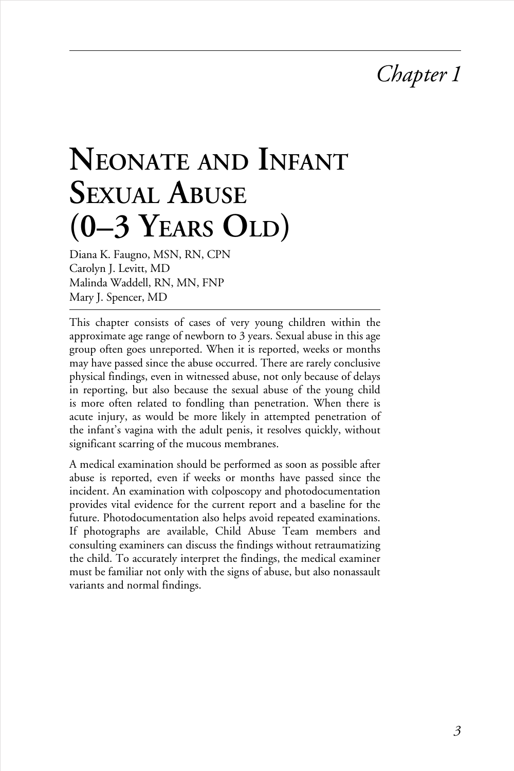*Chapter 1*

# Neonate and Infant Sexual Abuse (0–3 Years Old)

Diana K. Faugno, MSN, RN, CPN
Carolyn J. Levitt, MD
Malinda Waddell, RN, MN, FNP
Mary J. Spencer, MD

This chapter consists of cases of very young children within the approximate age range of newborn to 3 years. Sexual abuse in this age group often goes unreported. When it is reported, weeks or months may have passed since the abuse occurred. There are rarely conclusive physical findings, even in witnessed abuse, not only because of delays in reporting, but also because the sexual abuse of the young child is more often related to fondling than penetration. When there is acute injury, as would be more likely in attempted penetration of the infant's vagina with the adult penis, it resolves quickly, without significant scarring of the mucous membranes.

A medical examination should be performed as soon as possible after abuse is reported, even if weeks or months have passed since the incident. An examination with colposcopy and photodocumentation provides vital evidence for the current report and a baseline for the future. Photodocumentation also helps avoid repeated examinations. If photographs are available, Child Abuse Team members and consulting examiners can discuss the findings without retraumatizing the child. To accurately interpret the findings, the medical examiner must be familiar not only with the signs of abuse, but also nonassault variants and normal findings.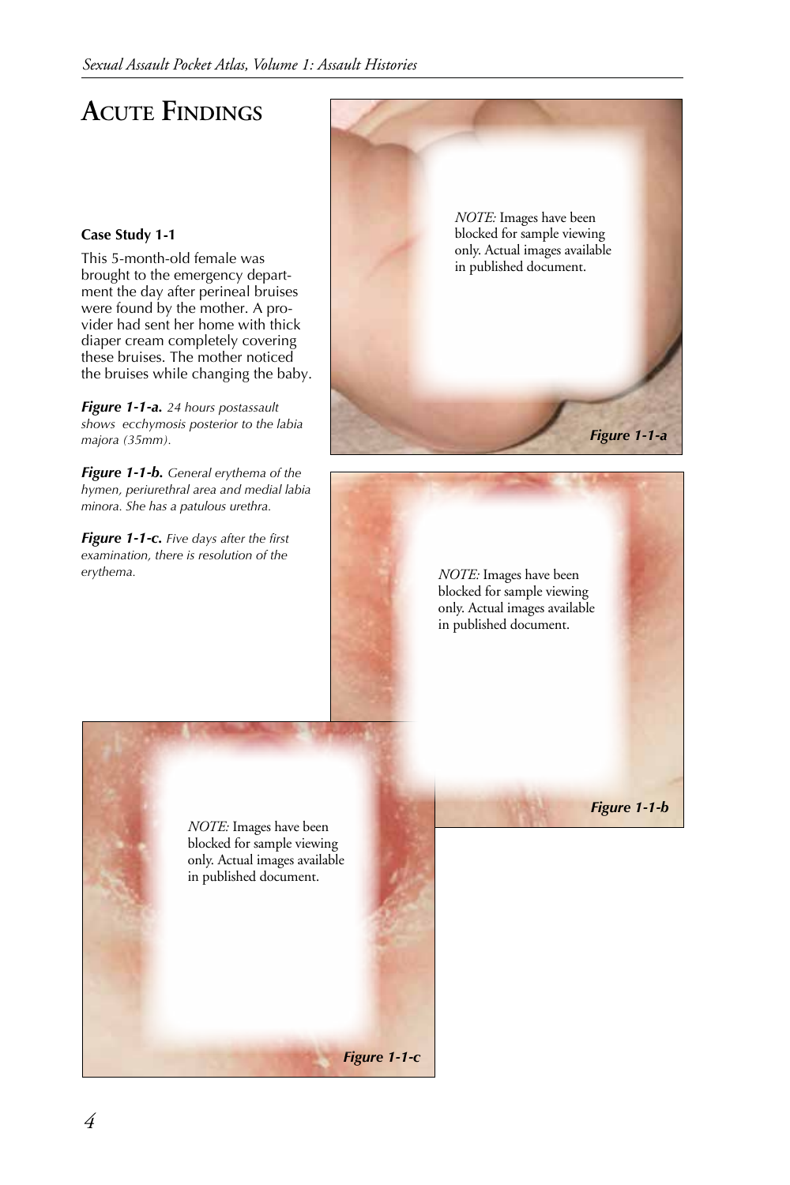# Acute Findings

**Case Study 1-1**

This 5-month-old female was brought to the emergency department the day after perineal bruises were found by the mother. A provider had sent her home with thick diaper cream completely covering these bruises. The mother noticed the bruises while changing the baby.

***Figure 1-1-a.*** *24 hours postassault shows ecchymosis posterior to the labia majora (35mm).*

***Figure 1-1-b.*** *General erythema of the hymen, periurethral area and medial labia minora. She has a patulous urethra.*

***Figure 1-1-c.*** *Five days after the first examination, there is resolution of the erythema.*

*NOTE:* Images have been blocked for sample viewing only. Actual images available in published document.

***Figure 1-1-a***

*NOTE:* Images have been blocked for sample viewing only. Actual images available in published document.

***Figure 1-1-b***

*NOTE:* Images have been blocked for sample viewing only. Actual images available in published document.

***Figure 1-1-c***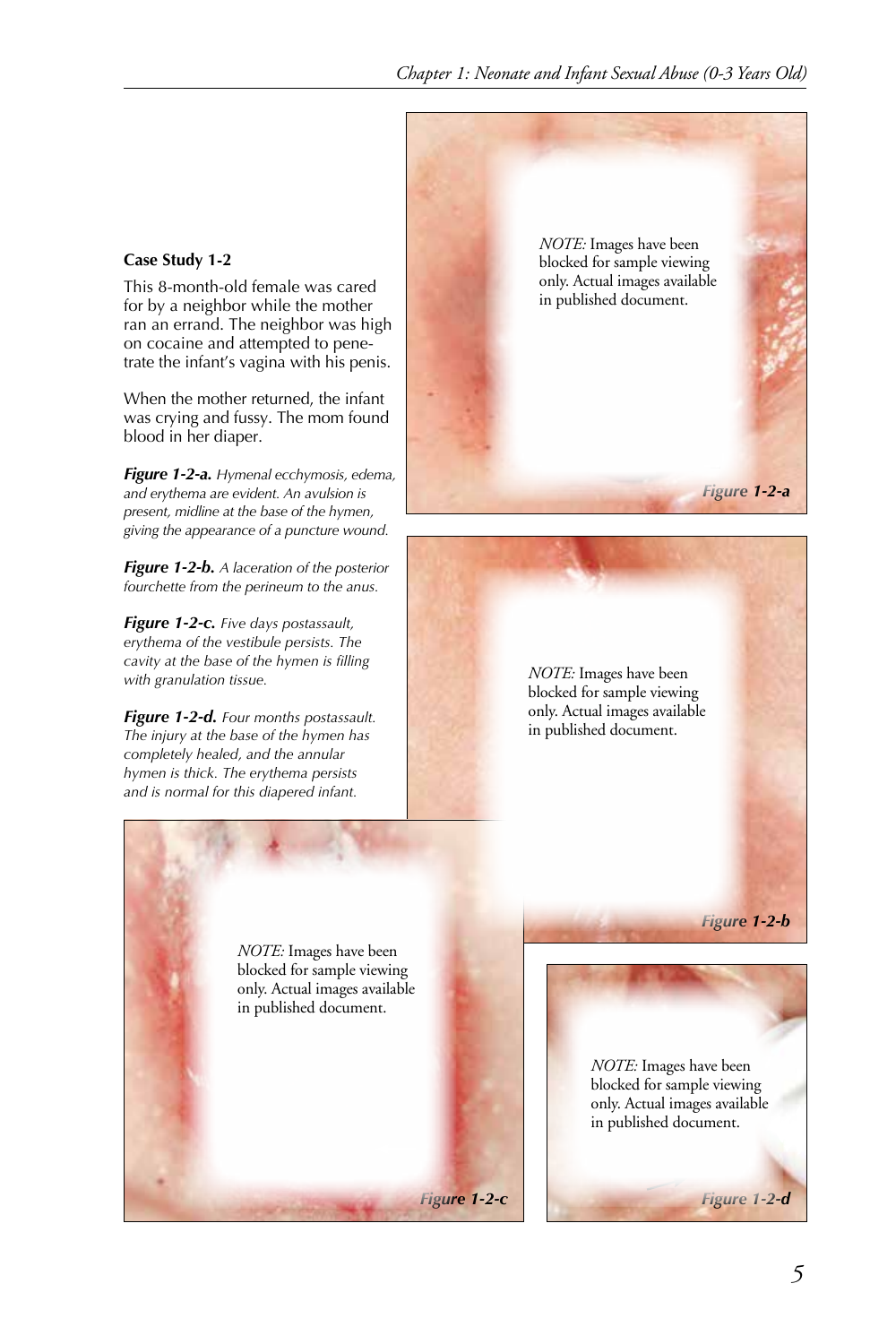**Case Study 1-2**

This 8-month-old female was cared for by a neighbor while the mother ran an errand. The neighbor was high on cocaine and attempted to penetrate the infant's vagina with his penis.

When the mother returned, the infant was crying and fussy. The mom found blood in her diaper.

***Figure 1-2-a.*** *Hymenal ecchymosis, edema, and erythema are evident. An avulsion is present, midline at the base of the hymen, giving the appearance of a puncture wound.*

***Figure 1-2-b.*** *A laceration of the posterior fourchette from the perineum to the anus.*

***Figure 1-2-c.*** *Five days postassault, erythema of the vestibule persists. The cavity at the base of the hymen is filling with granulation tissue.*

***Figure 1-2-d.*** *Four months postassault. The injury at the base of the hymen has completely healed, and the annular hymen is thick. The erythema persists and is normal for this diapered infant.*

*NOTE:* Images have been blocked for sample viewing only. Actual images available in published document.

***Figure 1-2-a***

*NOTE:* Images have been blocked for sample viewing only. Actual images available in published document.

***Figure 1-2-b***

*NOTE:* Images have been blocked for sample viewing only. Actual images available in published document.

***Figure 1-2-c***

*NOTE:* Images have been blocked for sample viewing only. Actual images available in published document.

***Figure 1-2-d***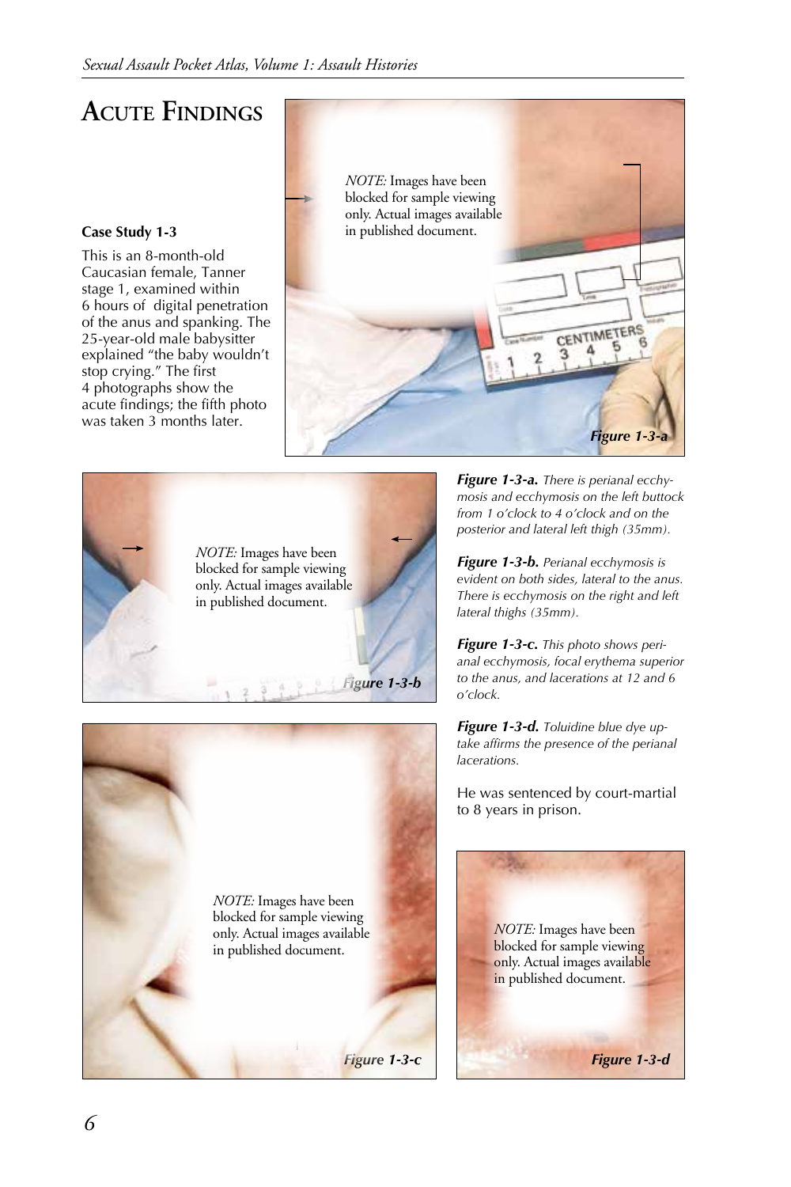# Acute Findings

**Case Study 1-3**

This is an 8-month-old Caucasian female, Tanner stage 1, examined within 6 hours of digital penetration of the anus and spanking. The 25-year-old male babysitter explained "the baby wouldn't stop crying." The first 4 photographs show the acute findings; the fifth photo was taken 3 months later.

*NOTE:* Images have been blocked for sample viewing only. Actual images available in published document.

***Figure 1-3-a***

*NOTE:* Images have been blocked for sample viewing only. Actual images available in published document.

***Figure 1-3-b***

*NOTE:* Images have been blocked for sample viewing only. Actual images available in published document.

***Figure 1-3-c***

***Figure 1-3-a.*** *There is perianal ecchymosis and ecchymosis on the left buttock from 1 o'clock to 4 o'clock and on the posterior and lateral left thigh (35mm).*

***Figure 1-3-b.*** *Perianal ecchymosis is evident on both sides, lateral to the anus. There is ecchymosis on the right and left lateral thighs (35mm).*

***Figure 1-3-c.*** *This photo shows perianal ecchymosis, focal erythema superior to the anus, and lacerations at 12 and 6 o'clock.*

***Figure 1-3-d.*** *Toluidine blue dye uptake affirms the presence of the perianal lacerations.*

He was sentenced by court-martial to 8 years in prison.

*NOTE:* Images have been blocked for sample viewing only. Actual images available in published document.

***Figure 1-3-d***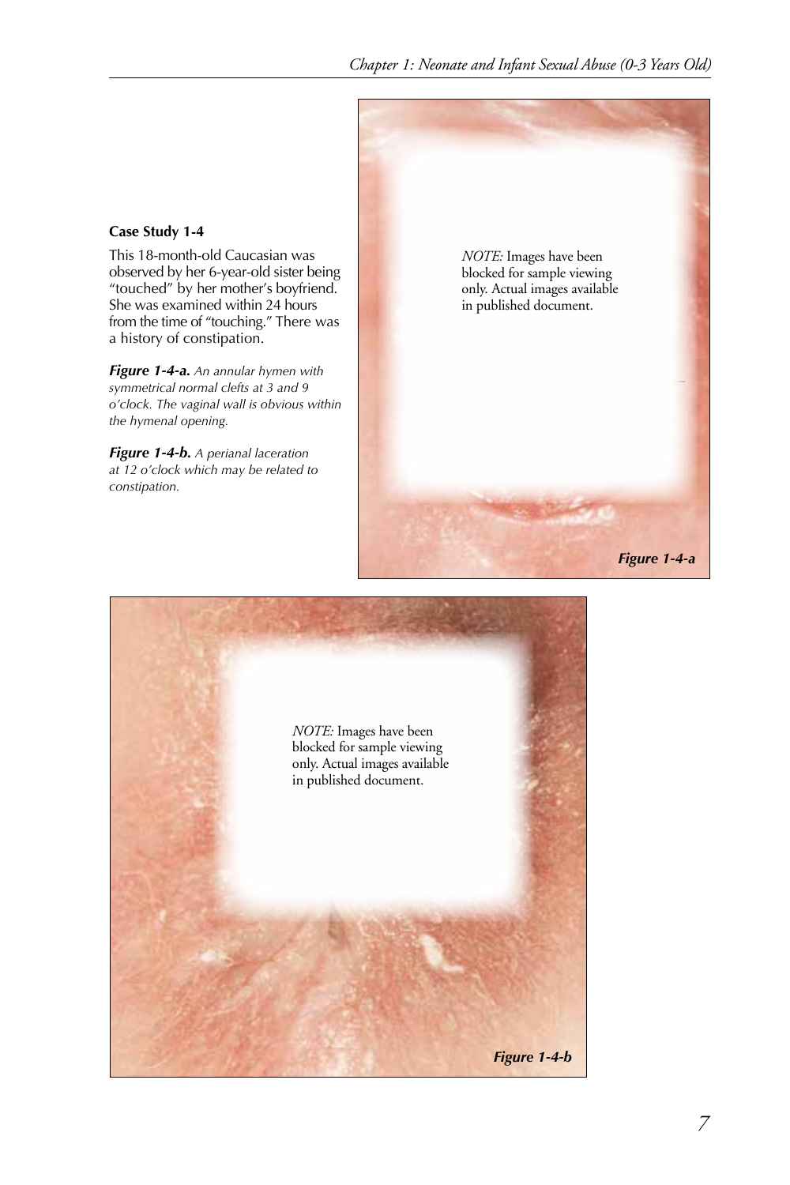### Case Study 1-4

This 18-month-old Caucasian was observed by her 6-year-old sister being "touched" by her mother's boyfriend. She was examined within 24 hours from the time of "touching." There was a history of constipation.

***Figure 1-4-a.*** *An annular hymen with symmetrical normal clefts at 3 and 9 o'clock. The vaginal wall is obvious within the hymenal opening.*

***Figure 1-4-b.*** *A perianal laceration at 12 o'clock which may be related to constipation.*

*NOTE:* Images have been blocked for sample viewing only. Actual images available in published document.

***Figure 1-4-a***

*NOTE:* Images have been blocked for sample viewing only. Actual images available in published document.

***Figure 1-4-b***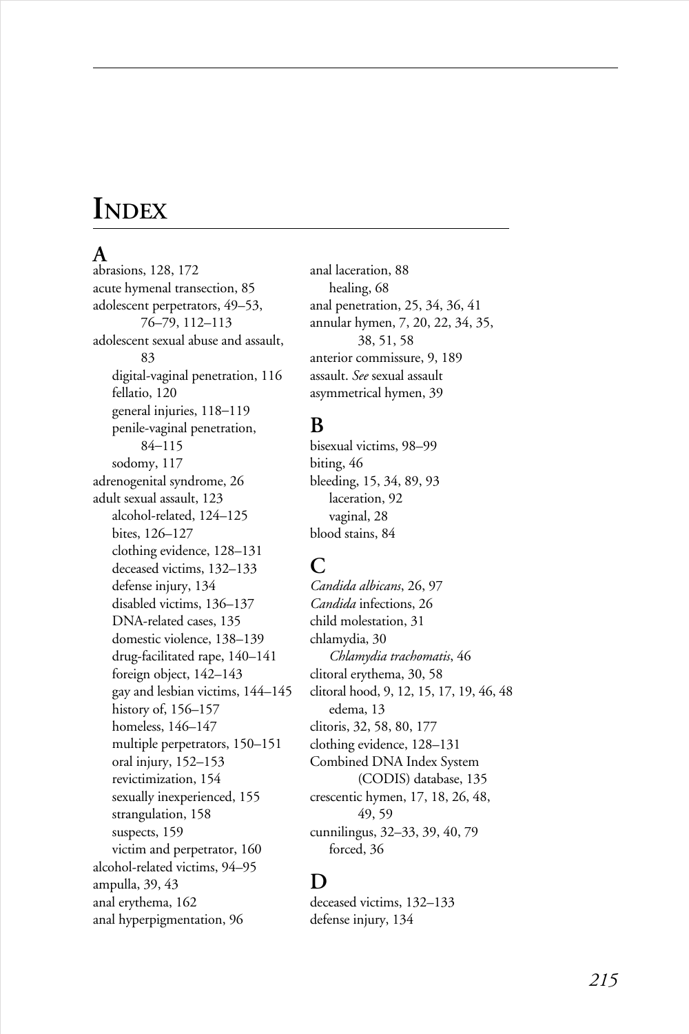# Index

## A

abrasions, 128, 172
acute hymenal transection, 85
adolescent perpetrators, 49–53, 76–79, 112–113
adolescent sexual abuse and assault, 83
  digital-vaginal penetration, 116
  fellatio, 120
  general injuries, 118–119
  penile-vaginal penetration, 84–115
  sodomy, 117
adrenogenital syndrome, 26
adult sexual assault, 123
  alcohol-related, 124–125
  bites, 126–127
  clothing evidence, 128–131
  deceased victims, 132–133
  defense injury, 134
  disabled victims, 136–137
  DNA-related cases, 135
  domestic violence, 138–139
  drug-facilitated rape, 140–141
  foreign object, 142–143
  gay and lesbian victims, 144–145
  history of, 156–157
  homeless, 146–147
  multiple perpetrators, 150–151
  oral injury, 152–153
  revictimization, 154
  sexually inexperienced, 155
  strangulation, 158
  suspects, 159
  victim and perpetrator, 160
alcohol-related victims, 94–95
ampulla, 39, 43
anal erythema, 162
anal hyperpigmentation, 96
anal laceration, 88
  healing, 68
anal penetration, 25, 34, 36, 41
annular hymen, 7, 20, 22, 34, 35, 38, 51, 58
anterior commissure, 9, 189
assault. *See* sexual assault
asymmetrical hymen, 39

## B

bisexual victims, 98–99
biting, 46
bleeding, 15, 34, 89, 93
  laceration, 92
  vaginal, 28
blood stains, 84

## C

*Candida albicans*, 26, 97
*Candida* infections, 26
child molestation, 31
chlamydia, 30
  *Chlamydia trachomatis*, 46
clitoral erythema, 30, 58
clitoral hood, 9, 12, 15, 17, 19, 46, 48
  edema, 13
clitoris, 32, 58, 80, 177
clothing evidence, 128–131
Combined DNA Index System (CODIS) database, 135
crescentic hymen, 17, 18, 26, 48, 49, 59
cunnilingus, 32–33, 39, 40, 79
  forced, 36

## D

deceased victims, 132–133
defense injury, 134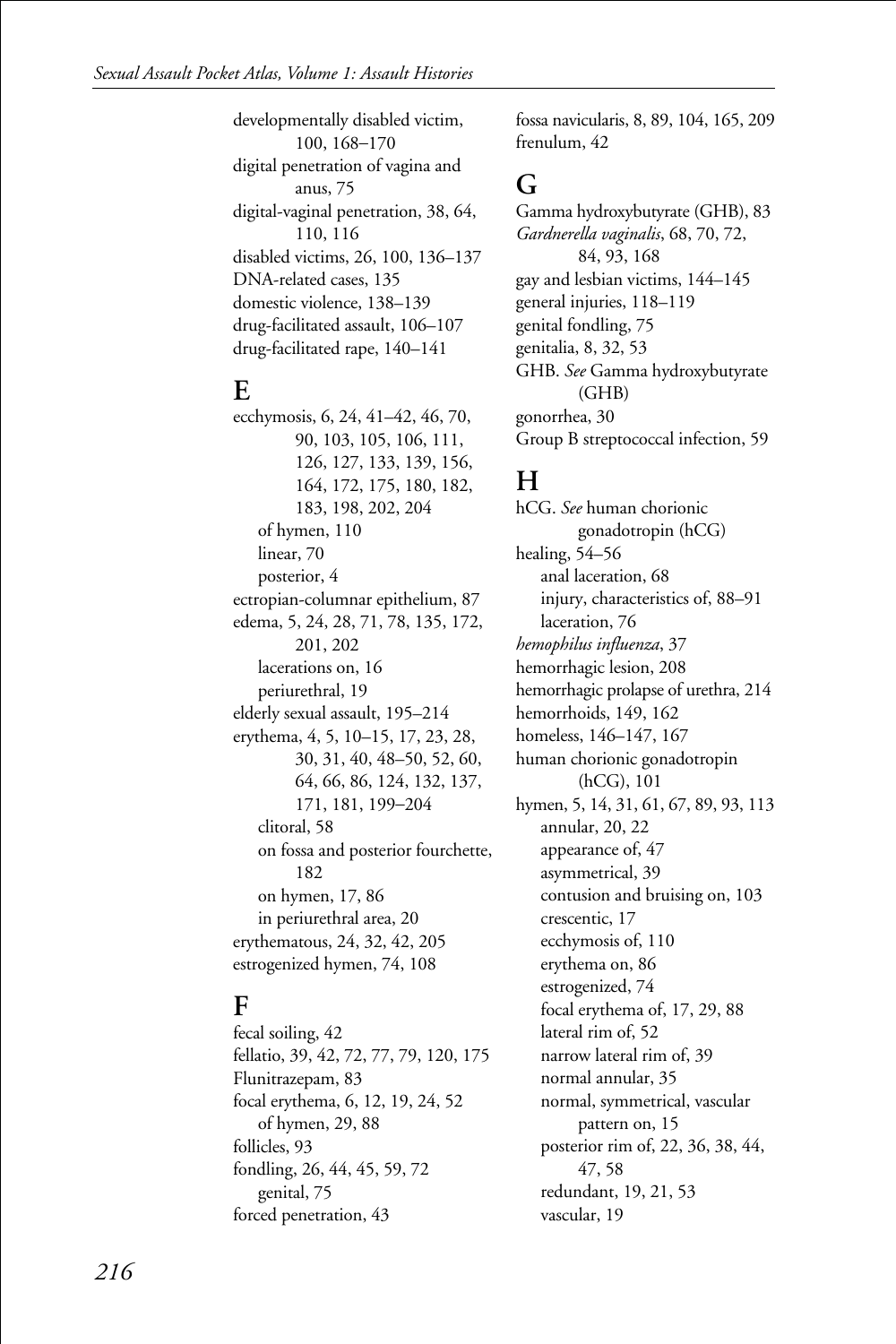developmentally disabled victim, 100, 168–170
digital penetration of vagina and anus, 75
digital-vaginal penetration, 38, 64, 110, 116
disabled victims, 26, 100, 136–137
DNA-related cases, 135
domestic violence, 138–139
drug-facilitated assault, 106–107
drug-facilitated rape, 140–141

## E

ecchymosis, 6, 24, 41–42, 46, 70, 90, 103, 105, 106, 111, 126, 127, 133, 139, 156, 164, 172, 175, 180, 182, 183, 198, 202, 204
- of hymen, 110
- linear, 70
- posterior, 4

ectropian-columnar epithelium, 87
edema, 5, 24, 28, 71, 78, 135, 172, 201, 202
- lacerations on, 16
- periurethral, 19

elderly sexual assault, 195–214
erythema, 4, 5, 10–15, 17, 23, 28, 30, 31, 40, 48–50, 52, 60, 64, 66, 86, 124, 132, 137, 171, 181, 199–204
- clitoral, 58
- on fossa and posterior fourchette, 182
- on hymen, 17, 86
- in periurethral area, 20

erythematous, 24, 32, 42, 205
estrogenized hymen, 74, 108

## F

fecal soiling, 42
fellatio, 39, 42, 72, 77, 79, 120, 175
Flunitrazepam, 83
focal erythema, 6, 12, 19, 24, 52
- of hymen, 29, 88

follicles, 93
fondling, 26, 44, 45, 59, 72
- genital, 75

forced penetration, 43
fossa navicularis, 8, 89, 104, 165, 209
frenulum, 42

## G

Gamma hydroxybutyrate (GHB), 83
*Gardnerella vaginalis*, 68, 70, 72, 84, 93, 168
gay and lesbian victims, 144–145
general injuries, 118–119
genital fondling, 75
genitalia, 8, 32, 53
GHB. *See* Gamma hydroxybutyrate (GHB)
gonorrhea, 30
Group B streptococcal infection, 59

## H

hCG. *See* human chorionic gonadotropin (hCG)
healing, 54–56
- anal laceration, 68
- injury, characteristics of, 88–91
- laceration, 76

*hemophilus influenza*, 37
hemorrhagic lesion, 208
hemorrhagic prolapse of urethra, 214
hemorrhoids, 149, 162
homeless, 146–147, 167
human chorionic gonadotropin (hCG), 101
hymen, 5, 14, 31, 61, 67, 89, 93, 113
- annular, 20, 22
- appearance of, 47
- asymmetrical, 39
- contusion and bruising on, 103
- crescentic, 17
- ecchymosis of, 110
- erythema on, 86
- estrogenized, 74
- focal erythema of, 17, 29, 88
- lateral rim of, 52
- narrow lateral rim of, 39
- normal annular, 35
- normal, symmetrical, vascular pattern on, 15
- posterior rim of, 22, 36, 38, 44, 47, 58
- redundant, 19, 21, 53
- vascular, 19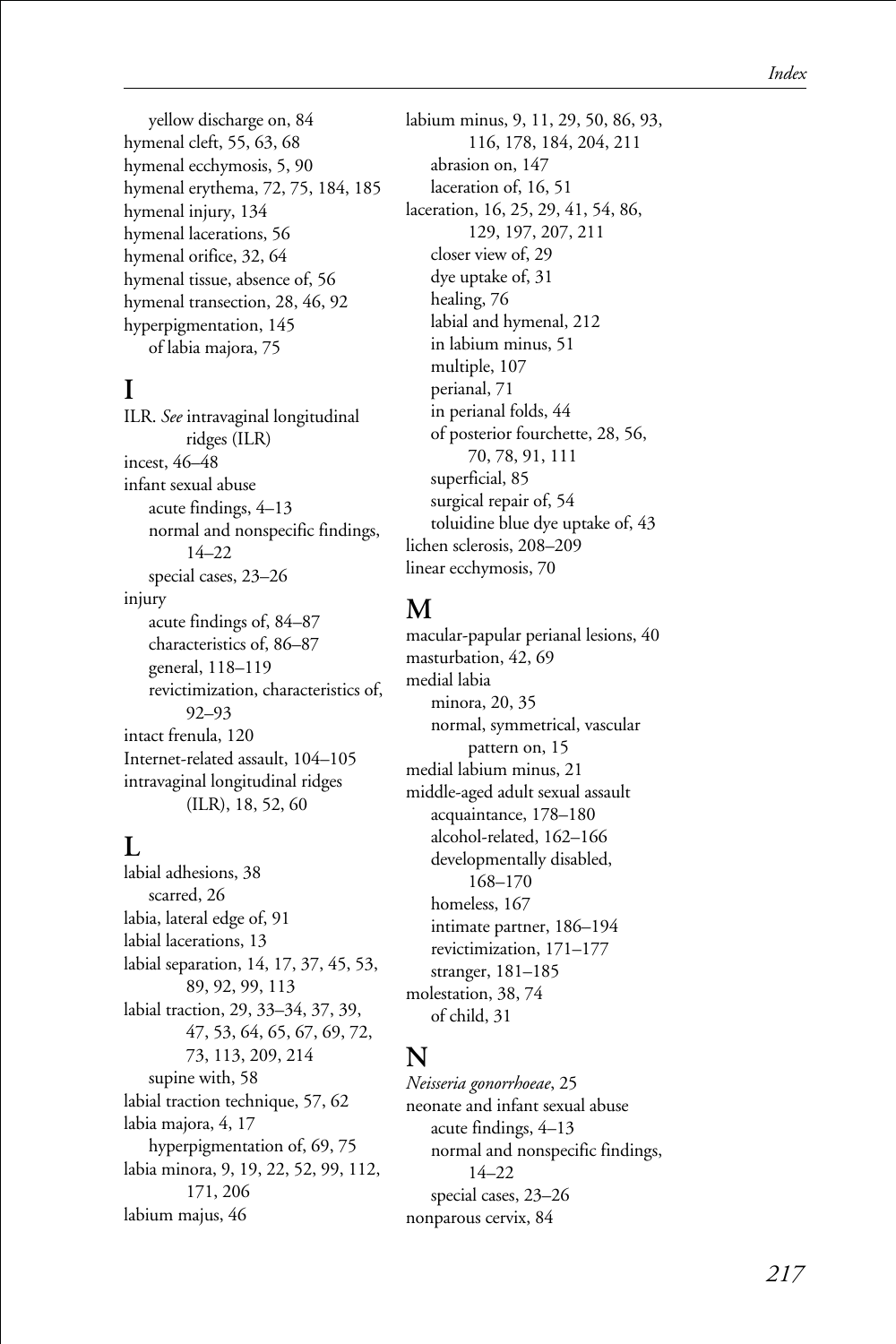yellow discharge on, 84

hymenal cleft, 55, 63, 68

hymenal ecchymosis, 5, 90

hymenal erythema, 72, 75, 184, 185

hymenal injury, 134

hymenal lacerations, 56

hymenal orifice, 32, 64

hymenal tissue, absence of, 56

hymenal transection, 28, 46, 92

hyperpigmentation, 145

of labia majora, 75

## I

ILR. *See* intravaginal longitudinal ridges (ILR)

incest, 46–48

infant sexual abuse

acute findings, 4–13

normal and nonspecific findings, 14–22

special cases, 23–26

injury

acute findings of, 84–87

characteristics of, 86–87

general, 118–119

revictimization, characteristics of, 92–93

intact frenula, 120

Internet-related assault, 104–105

intravaginal longitudinal ridges (ILR), 18, 52, 60

## L

labial adhesions, 38

scarred, 26

labia, lateral edge of, 91

labial lacerations, 13

labial separation, 14, 17, 37, 45, 53, 89, 92, 99, 113

labial traction, 29, 33–34, 37, 39, 47, 53, 64, 65, 67, 69, 72, 73, 113, 209, 214

supine with, 58

labial traction technique, 57, 62

labia majora, 4, 17

hyperpigmentation of, 69, 75

labia minora, 9, 19, 22, 52, 99, 112, 171, 206

labium majus, 46

labium minus, 9, 11, 29, 50, 86, 93, 116, 178, 184, 204, 211

abrasion on, 147

laceration of, 16, 51

laceration, 16, 25, 29, 41, 54, 86, 129, 197, 207, 211

closer view of, 29

dye uptake of, 31

healing, 76

labial and hymenal, 212

in labium minus, 51

multiple, 107

perianal, 71

in perianal folds, 44

of posterior fourchette, 28, 56, 70, 78, 91, 111

superficial, 85

surgical repair of, 54

toluidine blue dye uptake of, 43

lichen sclerosis, 208–209

linear ecchymosis, 70

## M

macular-papular perianal lesions, 40

masturbation, 42, 69

medial labia

minora, 20, 35

normal, symmetrical, vascular pattern on, 15

medial labium minus, 21

middle-aged adult sexual assault

acquaintance, 178–180

alcohol-related, 162–166

developmentally disabled, 168–170

homeless, 167

intimate partner, 186–194

revictimization, 171–177

stranger, 181–185

molestation, 38, 74

of child, 31

## N

*Neisseria gonorrhoeae*, 25

neonate and infant sexual abuse

acute findings, 4–13

normal and nonspecific findings, 14–22

special cases, 23–26

nonparous cervix, 84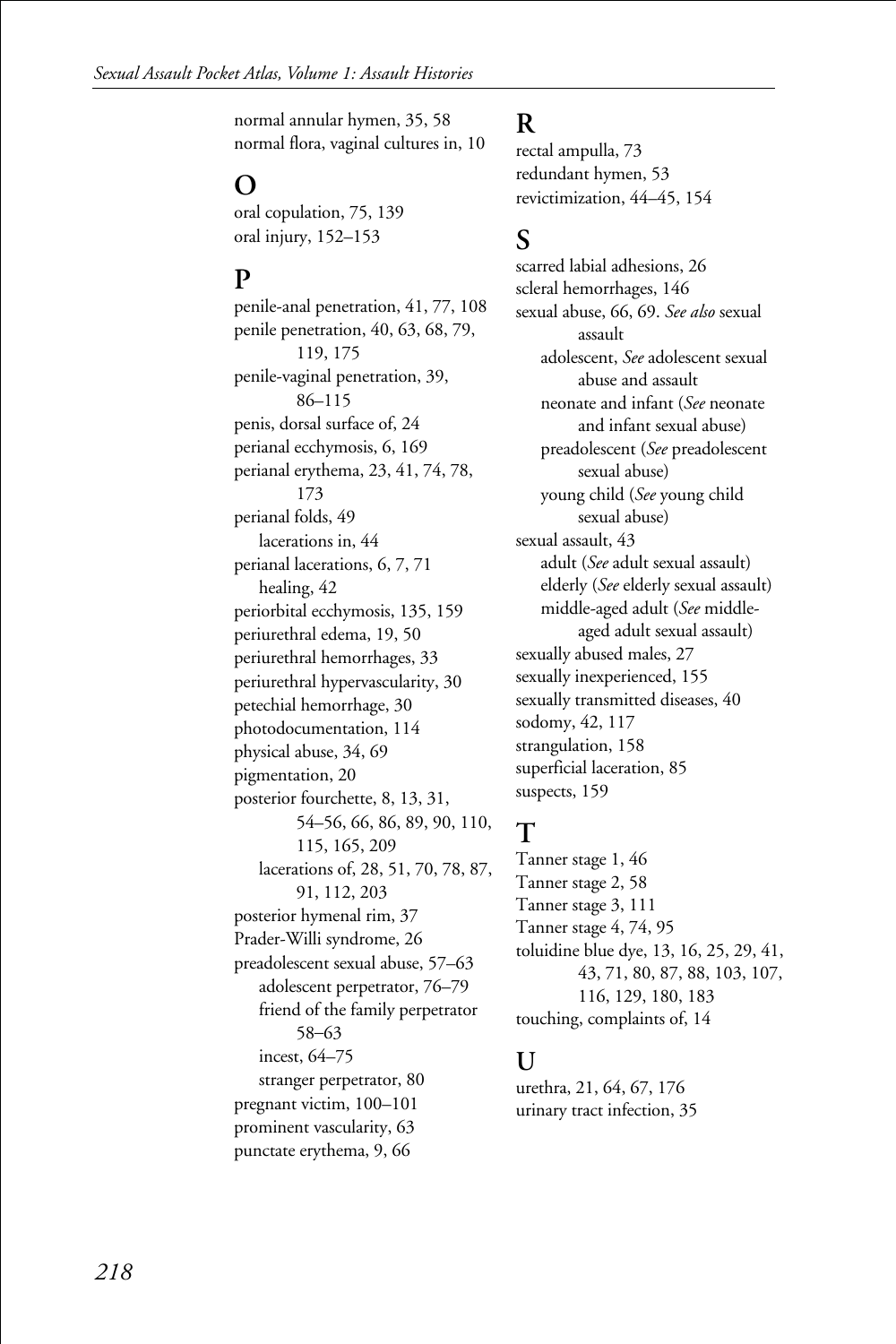normal annular hymen, 35, 58
normal flora, vaginal cultures in, 10

## O

oral copulation, 75, 139
oral injury, 152–153

## P

penile-anal penetration, 41, 77, 108
penile penetration, 40, 63, 68, 79, 119, 175
penile-vaginal penetration, 39, 86–115
penis, dorsal surface of, 24
perianal ecchymosis, 6, 169
perianal erythema, 23, 41, 74, 78, 173
perianal folds, 49
  lacerations in, 44
perianal lacerations, 6, 7, 71
  healing, 42
periorbital ecchymosis, 135, 159
periurethral edema, 19, 50
periurethral hemorrhages, 33
periurethral hypervascularity, 30
petechial hemorrhage, 30
photodocumentation, 114
physical abuse, 34, 69
pigmentation, 20
posterior fourchette, 8, 13, 31, 54–56, 66, 86, 89, 90, 110, 115, 165, 209
  lacerations of, 28, 51, 70, 78, 87, 91, 112, 203
posterior hymenal rim, 37
Prader-Willi syndrome, 26
preadolescent sexual abuse, 57–63
  adolescent perpetrator, 76–79
  friend of the family perpetrator 58–63
  incest, 64–75
  stranger perpetrator, 80
pregnant victim, 100–101
prominent vascularity, 63
punctate erythema, 9, 66

## R

rectal ampulla, 73
redundant hymen, 53
revictimization, 44–45, 154

## S

scarred labial adhesions, 26
scleral hemorrhages, 146
sexual abuse, 66, 69. *See also* sexual assault
  adolescent, *See* adolescent sexual abuse and assault
  neonate and infant (*See* neonate and infant sexual abuse)
  preadolescent (*See* preadolescent sexual abuse)
  young child (*See* young child sexual abuse)
sexual assault, 43
  adult (*See* adult sexual assault)
  elderly (*See* elderly sexual assault)
  middle-aged adult (*See* middle-aged adult sexual assault)
sexually abused males, 27
sexually inexperienced, 155
sexually transmitted diseases, 40
sodomy, 42, 117
strangulation, 158
superficial laceration, 85
suspects, 159

## T

Tanner stage 1, 46
Tanner stage 2, 58
Tanner stage 3, 111
Tanner stage 4, 74, 95
toluidine blue dye, 13, 16, 25, 29, 41, 43, 71, 80, 87, 88, 103, 107, 116, 129, 180, 183
touching, complaints of, 14

## U

urethra, 21, 64, 67, 176
urinary tract infection, 35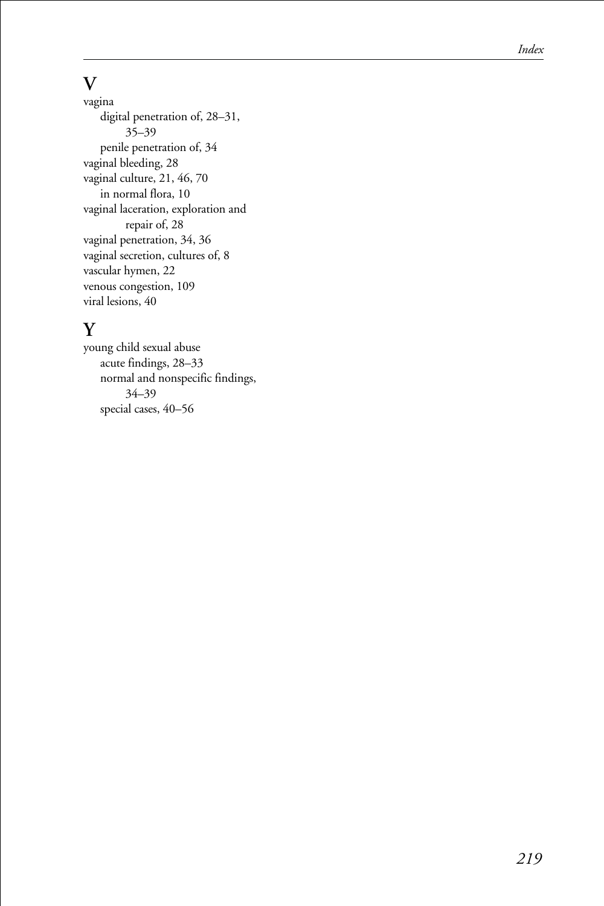## V

vagina
  digital penetration of, 28–31, 35–39
  penile penetration of, 34
vaginal bleeding, 28
vaginal culture, 21, 46, 70
  in normal flora, 10
vaginal laceration, exploration and repair of, 28
vaginal penetration, 34, 36
vaginal secretion, cultures of, 8
vascular hymen, 22
venous congestion, 109
viral lesions, 40

## Y

young child sexual abuse
  acute findings, 28–33
  normal and nonspecific findings, 34–39
  special cases, 40–56